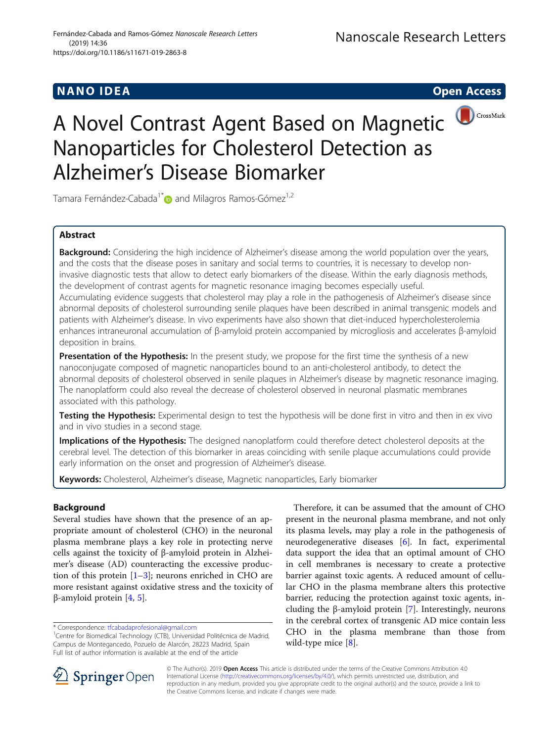NANO IDEA Open Access

# A Novel Contrast Agent Based on Magnetic Nanoparticles for Cholesterol Detection as Alzheimer's Disease Biomarker

Tamara Fernández-Cabada[1*] and Milagros Ramos-Gómez[1,2]

## Abstract

**Background:** Considering the high incidence of Alzheimer's disease among the world population over the years, and the costs that the disease poses in sanitary and social terms to countries, it is necessary to develop non-invasive diagnostic tests that allow to detect early biomarkers of the disease. Within the early diagnosis methods, the development of contrast agents for magnetic resonance imaging becomes especially useful. Accumulating evidence suggests that cholesterol may play a role in the pathogenesis of Alzheimer's disease since abnormal deposits of cholesterol surrounding senile plaques have been described in animal transgenic models and patients with Alzheimer's disease. In vivo experiments have also shown that diet-induced hypercholesterolemia enhances intraneuronal accumulation of β-amyloid protein accompanied by microgliosis and accelerates β-amyloid deposition in brains.

**Presentation of the Hypothesis:** In the present study, we propose for the first time the synthesis of a new nanoconjugate composed of magnetic nanoparticles bound to an anti-cholesterol antibody, to detect the abnormal deposits of cholesterol observed in senile plaques in Alzheimer's disease by magnetic resonance imaging. The nanoplatform could also reveal the decrease of cholesterol observed in neuronal plasmatic membranes associated with this pathology.

**Testing the Hypothesis:** Experimental design to test the hypothesis will be done first in vitro and then in ex vivo and in vivo studies in a second stage.

**Implications of the Hypothesis:** The designed nanoplatform could therefore detect cholesterol deposits at the cerebral level. The detection of this biomarker in areas coinciding with senile plaque accumulations could provide early information on the onset and progression of Alzheimer's disease.

**Keywords:** Cholesterol, Alzheimer's disease, Magnetic nanoparticles, Early biomarker

## Background

Several studies have shown that the presence of an appropriate amount of cholesterol (CHO) in the neuronal plasma membrane plays a key role in protecting nerve cells against the toxicity of β-amyloid protein in Alzheimer's disease (AD) counteracting the excessive production of this protein [1–3]; neurons enriched in CHO are more resistant against oxidative stress and the toxicity of β-amyloid protein [4, 5].

Therefore, it can be assumed that the amount of CHO present in the neuronal plasma membrane, and not only its plasma levels, may play a role in the pathogenesis of neurodegenerative diseases [6]. In fact, experimental data support the idea that an optimal amount of CHO in cell membranes is necessary to create a protective barrier against toxic agents. A reduced amount of cellular CHO in the plasma membrane alters this protective barrier, reducing the protection against toxic agents, including the β-amyloid protein [7]. Interestingly, neurons in the cerebral cortex of transgenic AD mice contain less CHO in the plasma membrane than those from wild-type mice [8].

* Correspondence: tfcabadaprofesional@gmail.com
[1]Centre for Biomedical Technology (CTB), Universidad Politécnica de Madrid, Campus de Montegancedo, Pozuelo de Alarcón, 28223 Madrid, Spain
Full list of author information is available at the end of the article

© The Author(s). 2019 **Open Access** This article is distributed under the terms of the Creative Commons Attribution 4.0 International License (http://creativecommons.org/licenses/by/4.0/), which permits unrestricted use, distribution, and reproduction in any medium, provided you give appropriate credit to the original author(s) and the source, provide a link to the Creative Commons license, and indicate if changes were made.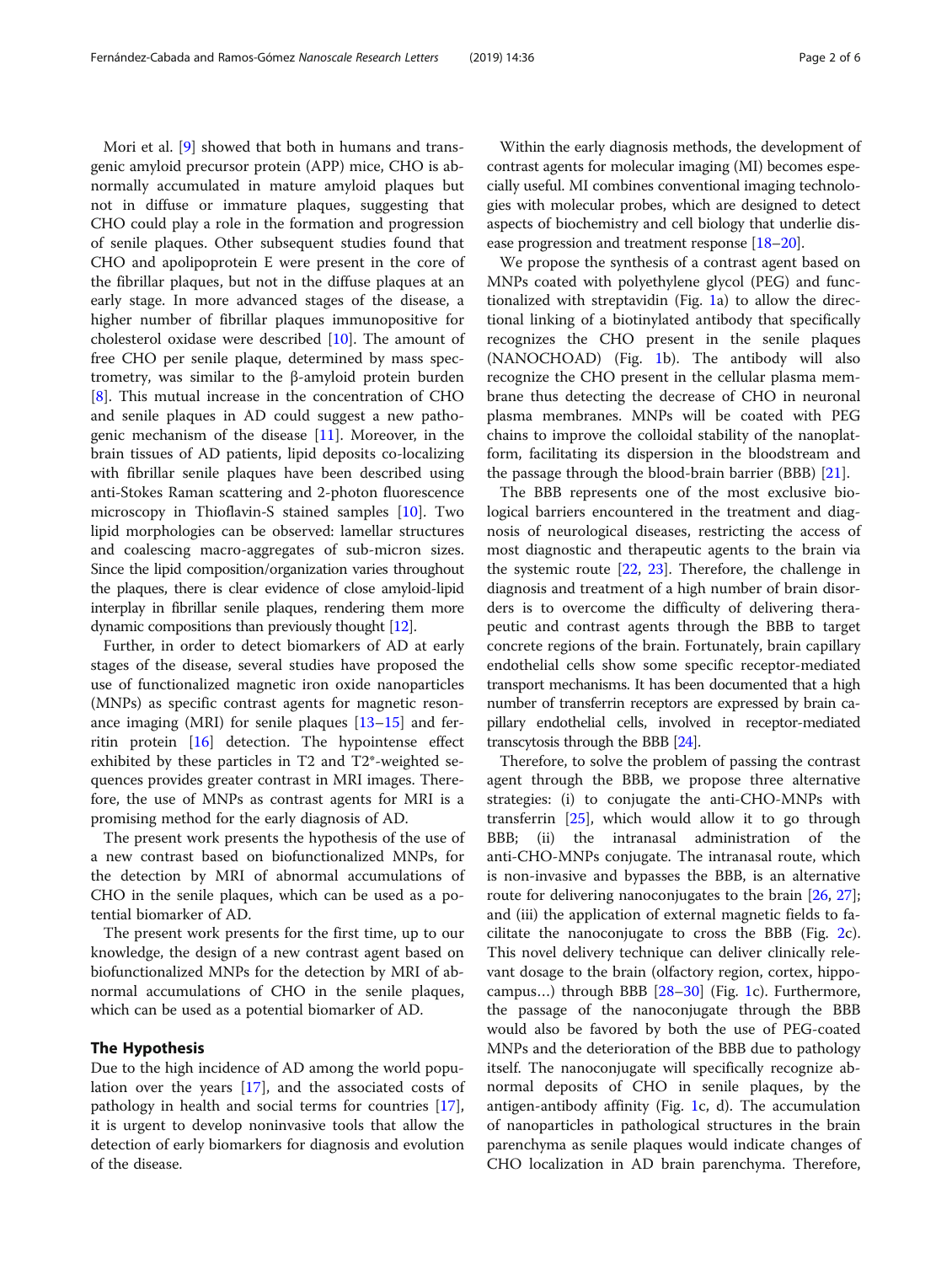Mori et al. [9] showed that both in humans and transgenic amyloid precursor protein (APP) mice, CHO is abnormally accumulated in mature amyloid plaques but not in diffuse or immature plaques, suggesting that CHO could play a role in the formation and progression of senile plaques. Other subsequent studies found that CHO and apolipoprotein E were present in the core of the fibrillar plaques, but not in the diffuse plaques at an early stage. In more advanced stages of the disease, a higher number of fibrillar plaques immunopositive for cholesterol oxidase were described [10]. The amount of free CHO per senile plaque, determined by mass spectrometry, was similar to the β-amyloid protein burden [8]. This mutual increase in the concentration of CHO and senile plaques in AD could suggest a new pathogenic mechanism of the disease [11]. Moreover, in the brain tissues of AD patients, lipid deposits co-localizing with fibrillar senile plaques have been described using anti-Stokes Raman scattering and 2-photon fluorescence microscopy in Thioflavin-S stained samples [10]. Two lipid morphologies can be observed: lamellar structures and coalescing macro-aggregates of sub-micron sizes. Since the lipid composition/organization varies throughout the plaques, there is clear evidence of close amyloid-lipid interplay in fibrillar senile plaques, rendering them more dynamic compositions than previously thought [12].

Further, in order to detect biomarkers of AD at early stages of the disease, several studies have proposed the use of functionalized magnetic iron oxide nanoparticles (MNPs) as specific contrast agents for magnetic resonance imaging (MRI) for senile plaques [13–15] and ferritin protein [16] detection. The hypointense effect exhibited by these particles in T2 and T2*-weighted sequences provides greater contrast in MRI images. Therefore, the use of MNPs as contrast agents for MRI is a promising method for the early diagnosis of AD.

The present work presents the hypothesis of the use of a new contrast based on biofunctionalized MNPs, for the detection by MRI of abnormal accumulations of CHO in the senile plaques, which can be used as a potential biomarker of AD.

The present work presents for the first time, up to our knowledge, the design of a new contrast agent based on biofunctionalized MNPs for the detection by MRI of abnormal accumulations of CHO in the senile plaques, which can be used as a potential biomarker of AD.

## The Hypothesis

Due to the high incidence of AD among the world population over the years [17], and the associated costs of pathology in health and social terms for countries [17], it is urgent to develop noninvasive tools that allow the detection of early biomarkers for diagnosis and evolution of the disease.

Within the early diagnosis methods, the development of contrast agents for molecular imaging (MI) becomes especially useful. MI combines conventional imaging technologies with molecular probes, which are designed to detect aspects of biochemistry and cell biology that underlie disease progression and treatment response [18–20].

We propose the synthesis of a contrast agent based on MNPs coated with polyethylene glycol (PEG) and functionalized with streptavidin (Fig. 1a) to allow the directional linking of a biotinylated antibody that specifically recognizes the CHO present in the senile plaques (NANOCHOAD) (Fig. 1b). The antibody will also recognize the CHO present in the cellular plasma membrane thus detecting the decrease of CHO in neuronal plasma membranes. MNPs will be coated with PEG chains to improve the colloidal stability of the nanoplatform, facilitating its dispersion in the bloodstream and the passage through the blood-brain barrier (BBB) [21].

The BBB represents one of the most exclusive biological barriers encountered in the treatment and diagnosis of neurological diseases, restricting the access of most diagnostic and therapeutic agents to the brain via the systemic route [22, 23]. Therefore, the challenge in diagnosis and treatment of a high number of brain disorders is to overcome the difficulty of delivering therapeutic and contrast agents through the BBB to target concrete regions of the brain. Fortunately, brain capillary endothelial cells show some specific receptor-mediated transport mechanisms. It has been documented that a high number of transferrin receptors are expressed by brain capillary endothelial cells, involved in receptor-mediated transcytosis through the BBB [24].

Therefore, to solve the problem of passing the contrast agent through the BBB, we propose three alternative strategies: (i) to conjugate the anti-CHO-MNPs with transferrin [25], which would allow it to go through BBB; (ii) the intranasal administration of the anti-CHO-MNPs conjugate. The intranasal route, which is non-invasive and bypasses the BBB, is an alternative route for delivering nanoconjugates to the brain [26, 27]; and (iii) the application of external magnetic fields to facilitate the nanoconjugate to cross the BBB (Fig. 2c). This novel delivery technique can deliver clinically relevant dosage to the brain (olfactory region, cortex, hippocampus…) through BBB [28–30] (Fig. 1c). Furthermore, the passage of the nanoconjugate through the BBB would also be favored by both the use of PEG-coated MNPs and the deterioration of the BBB due to pathology itself. The nanoconjugate will specifically recognize abnormal deposits of CHO in senile plaques, by the antigen-antibody affinity (Fig. 1c, d). The accumulation of nanoparticles in pathological structures in the brain parenchyma as senile plaques would indicate changes of CHO localization in AD brain parenchyma. Therefore,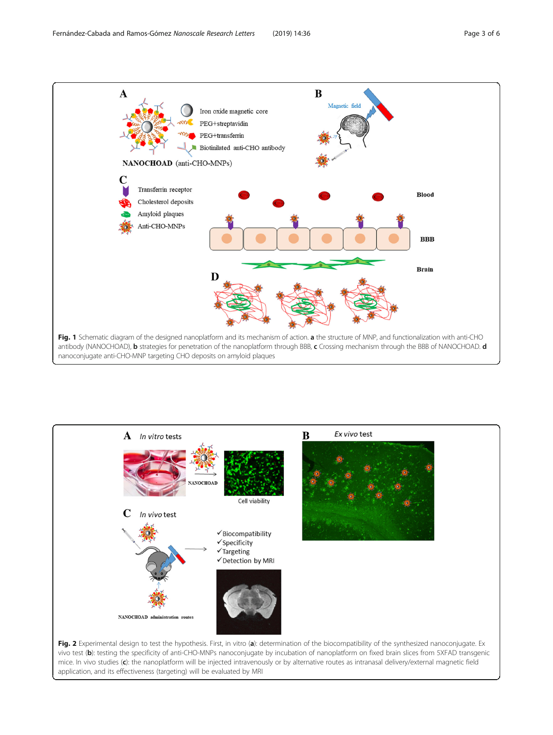**Fig. 1** Schematic diagram of the designed nanoplatform and its mechanism of action. **a** the structure of MNP, and functionalization with anti-CHO antibody (NANOCHOAD), **b** strategies for penetration of the nanoplatform through BBB, **c** Crossing mechanism through the BBB of NANOCHOAD. **d** nanoconjugate anti-CHO-MNP targeting CHO deposits on amyloid plaques

**Fig. 2** Experimental design to test the hypothesis. First, in vitro (**a**): determination of the biocompatibility of the synthesized nanoconjugate. Ex vivo test (**b**): testing the specificity of anti-CHO-MNPs nanoconjugate by incubation of nanoplatform on fixed brain slices from 5XFAD transgenic mice. In vivo studies (**c**): the nanoplatform will be injected intravenously or by alternative routes as intranasal delivery/external magnetic field application, and its effectiveness (targeting) will be evaluated by MRI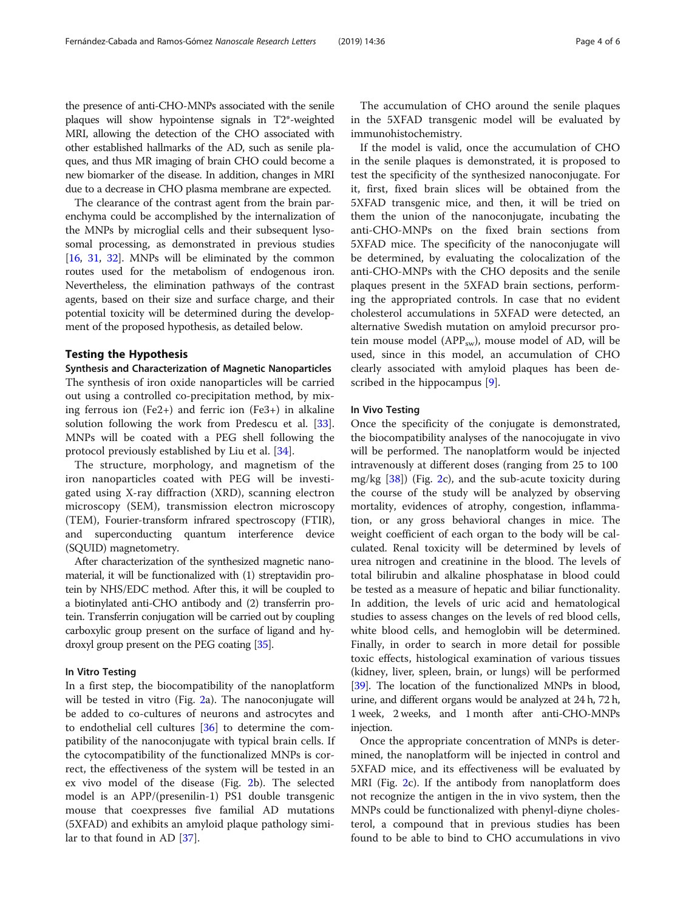the presence of anti-CHO-MNPs associated with the senile plaques will show hypointense signals in T2*-weighted MRI, allowing the detection of the CHO associated with other established hallmarks of the AD, such as senile plaques, and thus MR imaging of brain CHO could become a new biomarker of the disease. In addition, changes in MRI due to a decrease in CHO plasma membrane are expected.

The clearance of the contrast agent from the brain parenchyma could be accomplished by the internalization of the MNPs by microglial cells and their subsequent lysosomal processing, as demonstrated in previous studies [16, 31, 32]. MNPs will be eliminated by the common routes used for the metabolism of endogenous iron. Nevertheless, the elimination pathways of the contrast agents, based on their size and surface charge, and their potential toxicity will be determined during the development of the proposed hypothesis, as detailed below.

## Testing the Hypothesis

### Synthesis and Characterization of Magnetic Nanoparticles

The synthesis of iron oxide nanoparticles will be carried out using a controlled co-precipitation method, by mixing ferrous ion ($Fe2+$) and ferric ion ($Fe3+$) in alkaline solution following the work from Predescu et al. [33]. MNPs will be coated with a PEG shell following the protocol previously established by Liu et al. [34].

The structure, morphology, and magnetism of the iron nanoparticles coated with PEG will be investigated using X-ray diffraction (XRD), scanning electron microscopy (SEM), transmission electron microscopy (TEM), Fourier-transform infrared spectroscopy (FTIR), and superconducting quantum interference device (SQUID) magnetometry.

After characterization of the synthesized magnetic nanomaterial, it will be functionalized with (1) streptavidin protein by NHS/EDC method. After this, it will be coupled to a biotinylated anti-CHO antibody and (2) transferrin protein. Transferrin conjugation will be carried out by coupling carboxylic group present on the surface of ligand and hydroxyl group present on the PEG coating [35].

### In Vitro Testing

In a first step, the biocompatibility of the nanoplatform will be tested in vitro (Fig. 2a). The nanoconjugate will be added to co-cultures of neurons and astrocytes and to endothelial cell cultures [36] to determine the compatibility of the nanoconjugate with typical brain cells. If the cytocompatibility of the functionalized MNPs is correct, the effectiveness of the system will be tested in an ex vivo model of the disease (Fig. 2b). The selected model is an APP/(presenilin-1) PS1 double transgenic mouse that coexpresses five familial AD mutations (5XFAD) and exhibits an amyloid plaque pathology similar to that found in AD [37].

The accumulation of CHO around the senile plaques in the 5XFAD transgenic model will be evaluated by immunohistochemistry.

If the model is valid, once the accumulation of CHO in the senile plaques is demonstrated, it is proposed to test the specificity of the synthesized nanoconjugate. For it, first, fixed brain slices will be obtained from the 5XFAD transgenic mice, and then, it will be tried on them the union of the nanoconjugate, incubating the anti-CHO-MNPs on the fixed brain sections from 5XFAD mice. The specificity of the nanoconjugate will be determined, by evaluating the colocalization of the anti-CHO-MNPs with the CHO deposits and the senile plaques present in the 5XFAD brain sections, performing the appropriated controls. In case that no evident cholesterol accumulations in 5XFAD were detected, an alternative Swedish mutation on amyloid precursor protein mouse model ($APP_{sw}$), mouse model of AD, will be used, since in this model, an accumulation of CHO clearly associated with amyloid plaques has been described in the hippocampus [9].

### In Vivo Testing

Once the specificity of the conjugate is demonstrated, the biocompatibility analyses of the nanocojugate in vivo will be performed. The nanoplatform would be injected intravenously at different doses (ranging from 25 to 100 mg/kg [38]) (Fig. 2c), and the sub-acute toxicity during the course of the study will be analyzed by observing mortality, evidences of atrophy, congestion, inflammation, or any gross behavioral changes in mice. The weight coefficient of each organ to the body will be calculated. Renal toxicity will be determined by levels of urea nitrogen and creatinine in the blood. The levels of total bilirubin and alkaline phosphatase in blood could be tested as a measure of hepatic and biliar functionality. In addition, the levels of uric acid and hematological studies to assess changes on the levels of red blood cells, white blood cells, and hemoglobin will be determined. Finally, in order to search in more detail for possible toxic effects, histological examination of various tissues (kidney, liver, spleen, brain, or lungs) will be performed [39]. The location of the functionalized MNPs in blood, urine, and different organs would be analyzed at 24 h, 72 h, 1 week, 2 weeks, and 1 month after anti-CHO-MNPs injection.

Once the appropriate concentration of MNPs is determined, the nanoplatform will be injected in control and 5XFAD mice, and its effectiveness will be evaluated by MRI (Fig. 2c). If the antibody from nanoplatform does not recognize the antigen in the in vivo system, then the MNPs could be functionalized with phenyl-diyne cholesterol, a compound that in previous studies has been found to be able to bind to CHO accumulations in vivo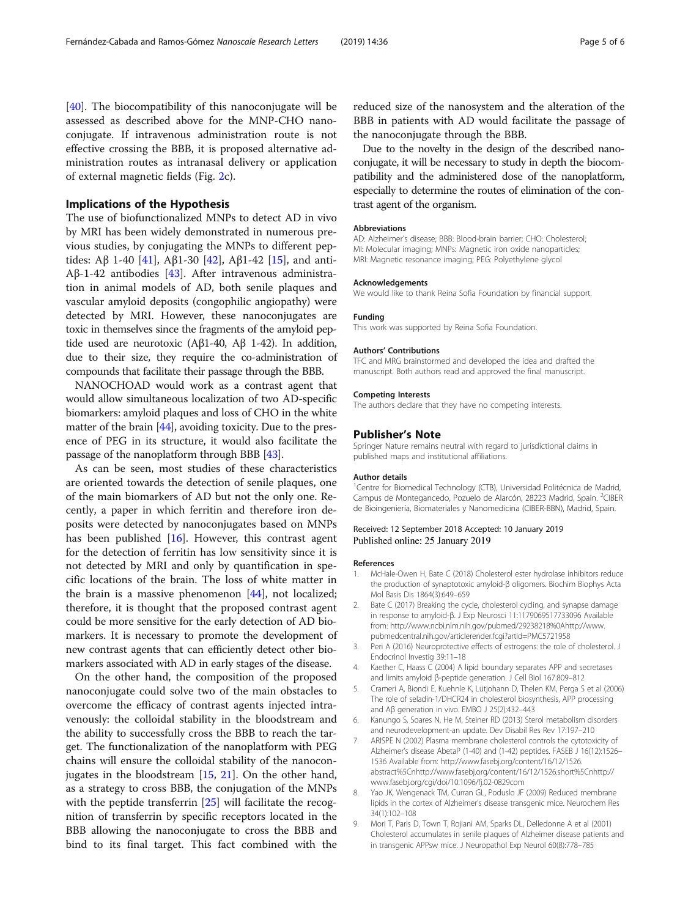[40]. The biocompatibility of this nanoconjugate will be assessed as described above for the MNP-CHO nanoconjugate. If intravenous administration route is not effective crossing the BBB, it is proposed alternative administration routes as intranasal delivery or application of external magnetic fields (Fig. 2c).

## Implications of the Hypothesis

The use of biofunctionalized MNPs to detect AD in vivo by MRI has been widely demonstrated in numerous previous studies, by conjugating the MNPs to different peptides: Aβ 1-40 [41], Aβ1-30 [42], Aβ1-42 [15], and anti-Aβ-1-42 antibodies [43]. After intravenous administration in animal models of AD, both senile plaques and vascular amyloid deposits (congophilic angiopathy) were detected by MRI. However, these nanoconjugates are toxic in themselves since the fragments of the amyloid peptide used are neurotoxic (Aβ1-40, Aβ 1-42). In addition, due to their size, they require the co-administration of compounds that facilitate their passage through the BBB.

NANOCHOAD would work as a contrast agent that would allow simultaneous localization of two AD-specific biomarkers: amyloid plaques and loss of CHO in the white matter of the brain [44], avoiding toxicity. Due to the presence of PEG in its structure, it would also facilitate the passage of the nanoplatform through BBB [43].

As can be seen, most studies of these characteristics are oriented towards the detection of senile plaques, one of the main biomarkers of AD but not the only one. Recently, a paper in which ferritin and therefore iron deposits were detected by nanoconjugates based on MNPs has been published [16]. However, this contrast agent for the detection of ferritin has low sensitivity since it is not detected by MRI and only by quantification in specific locations of the brain. The loss of white matter in the brain is a massive phenomenon [44], not localized; therefore, it is thought that the proposed contrast agent could be more sensitive for the early detection of AD biomarkers. It is necessary to promote the development of new contrast agents that can efficiently detect other biomarkers associated with AD in early stages of the disease.

On the other hand, the composition of the proposed nanoconjugate could solve two of the main obstacles to overcome the efficacy of contrast agents injected intravenously: the colloidal stability in the bloodstream and the ability to successfully cross the BBB to reach the target. The functionalization of the nanoplatform with PEG chains will ensure the colloidal stability of the nanoconjugates in the bloodstream [15, 21]. On the other hand, as a strategy to cross BBB, the conjugation of the MNPs with the peptide transferrin [25] will facilitate the recognition of transferrin by specific receptors located in the BBB allowing the nanoconjugate to cross the BBB and bind to its final target. This fact combined with the reduced size of the nanosystem and the alteration of the BBB in patients with AD would facilitate the passage of the nanoconjugate through the BBB.

Due to the novelty in the design of the described nanoconjugate, it will be necessary to study in depth the biocompatibility and the administered dose of the nanoplatform, especially to determine the routes of elimination of the contrast agent of the organism.

### Abbreviations

AD: Alzheimer's disease; BBB: Blood-brain barrier; CHO: Cholesterol; MI: Molecular imaging; MNPs: Magnetic iron oxide nanoparticles; MRI: Magnetic resonance imaging; PEG: Polyethylene glycol

### Acknowledgements

We would like to thank Reina Sofia Foundation by financial support.

### Funding

This work was supported by Reina Sofia Foundation.

### Authors' Contributions

TFC and MRG brainstormed and developed the idea and drafted the manuscript. Both authors read and approved the final manuscript.

### Competing Interests

The authors declare that they have no competing interests.

## Publisher's Note

Springer Nature remains neutral with regard to jurisdictional claims in published maps and institutional affiliations.

### Author details

[1]Centre for Biomedical Technology (CTB), Universidad Politécnica de Madrid, Campus de Montegancedo, Pozuelo de Alarcón, 28223 Madrid, Spain. [2]CIBER de Bioingeniería, Biomateriales y Nanomedicina (CIBER-BBN), Madrid, Spain.

Received: 12 September 2018 Accepted: 10 January 2019
Published online: 25 January 2019

### References

1. McHale-Owen H, Bate C (2018) Cholesterol ester hydrolase inhibitors reduce the production of synaptotoxic amyloid-β oligomers. Biochim Biophys Acta Mol Basis Dis 1864(3):649–659
2. Bate C (2017) Breaking the cycle, cholesterol cycling, and synapse damage in response to amyloid-β. J Exp Neurosci 11:1179069517733096 Available from: http://www.ncbi.nlm.nih.gov/pubmed/29238218%0Ahttp://www.pubmedcentral.nih.gov/articlerender.fcgi?artid=PMC5721958
3. Peri A (2016) Neuroprotective effects of estrogens: the role of cholesterol. J Endocrinol Investig 39:11–18
4. Kaether C, Haass C (2004) A lipid boundary separates APP and secretases and limits amyloid β-peptide generation. J Cell Biol 167:809–812
5. Crameri A, Biondi E, Kuehnle K, Lütjohann D, Thelen KM, Perga S et al (2006) The role of seladin-1/DHCR24 in cholesterol biosynthesis, APP processing and Aβ generation in vivo. EMBO J 25(2):432–443
6. Kanungo S, Soares N, He M, Steiner RD (2013) Sterol metabolism disorders and neurodevelopment-an update. Dev Disabil Res Rev 17:197–210
7. ARISPE N (2002) Plasma membrane cholesterol controls the cytotoxicity of Alzheimer's disease AbetaP (1-40) and (1-42) peptides. FASEB J 16(12):1526–1536 Available from: http://www.fasebj.org/content/16/12/1526.abstract%5Cnhttp://www.fasebj.org/content/16/12/1526.short%5Cnhttp://www.fasebj.org/cgi/doi/10.1096/fj.02-0829com
8. Yao JK, Wengenack TM, Curran GL, Poduslo JF (2009) Reduced membrane lipids in the cortex of Alzheimer's disease transgenic mice. Neurochem Res 34(1):102–108
9. Mori T, Paris D, Town T, Rojiani AM, Sparks DL, Delledonne A et al (2001) Cholesterol accumulates in senile plaques of Alzheimer disease patients and in transgenic APPsw mice. J Neuropathol Exp Neurol 60(8):778–785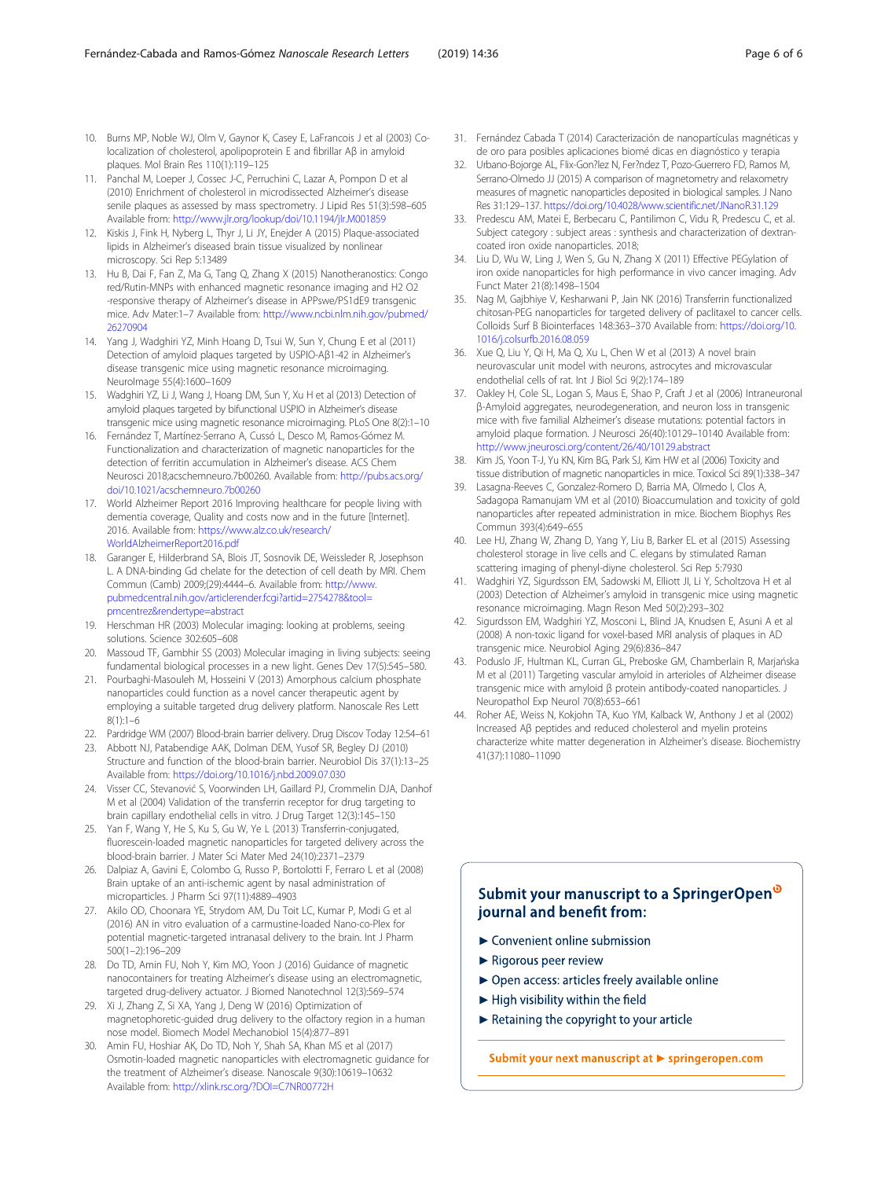10. Burns MP, Noble WJ, Olm V, Gaynor K, Casey E, LaFrancois J et al (2003) Co-localization of cholesterol, apolipoprotein E and fibrillar Aβ in amyloid plaques. Mol Brain Res 110(1):119–125
11. Panchal M, Loeper J, Cossec J-C, Perruchini C, Lazar A, Pompon D et al (2010) Enrichment of cholesterol in microdissected Alzheimer's disease senile plaques as assessed by mass spectrometry. J Lipid Res 51(3):598–605 Available from: http://www.jlr.org/lookup/doi/10.1194/jlr.M001859
12. Kiskis J, Fink H, Nyberg L, Thyr J, Li JY, Enejder A (2015) Plaque-associated lipids in Alzheimer's diseased brain tissue visualized by nonlinear microscopy. Sci Rep 5:13489
13. Hu B, Dai F, Fan Z, Ma G, Tang Q, Zhang X (2015) Nanotheranostics: Congo red/Rutin-MNPs with enhanced magnetic resonance imaging and H2 O2 -responsive therapy of Alzheimer's disease in APPswe/PS1dE9 transgenic mice. Adv Mater:1–7 Available from: http://www.ncbi.nlm.nih.gov/pubmed/26270904
14. Yang J, Wadghiri YZ, Minh Hoang D, Tsui W, Sun Y, Chung E et al (2011) Detection of amyloid plaques targeted by USPIO-Aβ1-42 in Alzheimer's disease transgenic mice using magnetic resonance microimaging. NeuroImage 55(4):1600–1609
15. Wadghiri YZ, Li J, Wang J, Hoang DM, Sun Y, Xu H et al (2013) Detection of amyloid plaques targeted by bifunctional USPIO in Alzheimer's disease transgenic mice using magnetic resonance microimaging. PLoS One 8(2):1–10
16. Fernández T, Martínez-Serrano A, Cussó L, Desco M, Ramos-Gómez M. Functionalization and characterization of magnetic nanoparticles for the detection of ferritin accumulation in Alzheimer's disease. ACS Chem Neurosci 2018;acschemneuro.7b00260. Available from: http://pubs.acs.org/doi/10.1021/acschemneuro.7b00260
17. World Alzheimer Report 2016 Improving healthcare for people living with dementia coverage, Quality and costs now and in the future [Internet]. 2016. Available from: https://www.alz.co.uk/research/WorldAlzheimerReport2016.pdf
18. Garanger E, Hilderbrand SA, Blois JT, Sosnovik DE, Weissleder R, Josephson L. A DNA-binding Gd chelate for the detection of cell death by MRI. Chem Commun (Camb) 2009;(29):4444–6. Available from: http://www.pubmedcentral.nih.gov/articlerender.fcgi?artid=2754278&tool=pmcentrez&rendertype=abstract
19. Herschman HR (2003) Molecular imaging: looking at problems, seeing solutions. Science 302:605–608
20. Massoud TF, Gambhir SS (2003) Molecular imaging in living subjects: seeing fundamental biological processes in a new light. Genes Dev 17(5):545–580.
21. Pourbaghi-Masouleh M, Hosseini V (2013) Amorphous calcium phosphate nanoparticles could function as a novel cancer therapeutic agent by employing a suitable targeted drug delivery platform. Nanoscale Res Lett 8(1):1–6
22. Pardridge WM (2007) Blood-brain barrier delivery. Drug Discov Today 12:54–61
23. Abbott NJ, Patabendige AAK, Dolman DEM, Yusof SR, Begley DJ (2010) Structure and function of the blood-brain barrier. Neurobiol Dis 37(1):13–25 Available from: https://doi.org/10.1016/j.nbd.2009.07.030
24. Visser CC, Stevanović S, Voorwinden LH, Gaillard PJ, Crommelin DJA, Danhof M et al (2004) Validation of the transferrin receptor for drug targeting to brain capillary endothelial cells in vitro. J Drug Target 12(3):145–150
25. Yan F, Wang Y, He S, Ku S, Gu W, Ye L (2013) Transferrin-conjugated, fluorescein-loaded magnetic nanoparticles for targeted delivery across the blood-brain barrier. J Mater Sci Mater Med 24(10):2371–2379
26. Dalpiaz A, Gavini E, Colombo G, Russo P, Bortolotti F, Ferraro L et al (2008) Brain uptake of an anti-ischemic agent by nasal administration of microparticles. J Pharm Sci 97(11):4889–4903
27. Akilo OD, Choonara YE, Strydom AM, Du Toit LC, Kumar P, Modi G et al (2016) AN in vitro evaluation of a carmustine-loaded Nano-co-Plex for potential magnetic-targeted intranasal delivery to the brain. Int J Pharm 500(1–2):196–209
28. Do TD, Amin FU, Noh Y, Kim MO, Yoon J (2016) Guidance of magnetic nanocontainers for treating Alzheimer's disease using an electromagnetic, targeted drug-delivery actuator. J Biomed Nanotechnol 12(3):569–574
29. Xi J, Zhang Z, Si XA, Yang J, Deng W (2016) Optimization of magnetophoretic-guided drug delivery to the olfactory region in a human nose model. Biomech Model Mechanobiol 15(4):877–891
30. Amin FU, Hoshiar AK, Do TD, Noh Y, Shah SA, Khan MS et al (2017) Osmotin-loaded magnetic nanoparticles with electromagnetic guidance for the treatment of Alzheimer's disease. Nanoscale 9(30):10619–10632 Available from: http://xlink.rsc.org/?DOI=C7NR00772H
31. Fernández Cabada T (2014) Caracterización de nanopartículas magnéticas y de oro para posibles aplicaciones biomé dicas en diagnóstico y terapia
32. Urbano-Bojorge AL, Flix-Gon?lez N, Fer?ndez T, Pozo-Guerrero FD, Ramos M, Serrano-Olmedo JJ (2015) A comparison of magnetometry and relaxometry measures of magnetic nanoparticles deposited in biological samples. J Nano Res 31:129–137. https://doi.org/10.4028/www.scientific.net/JNanoR.31.129
33. Predescu AM, Matei E, Berbecaru C, Pantilimon C, Vidu R, Predescu C, et al. Subject category : subject areas : synthesis and characterization of dextran-coated iron oxide nanoparticles. 2018;
34. Liu D, Wu W, Ling J, Wen S, Gu N, Zhang X (2011) Effective PEGylation of iron oxide nanoparticles for high performance in vivo cancer imaging. Adv Funct Mater 21(8):1498–1504
35. Nag M, Gajbhiye V, Kesharwani P, Jain NK (2016) Transferrin functionalized chitosan-PEG nanoparticles for targeted delivery of paclitaxel to cancer cells. Colloids Surf B Biointerfaces 148:363–370 Available from: https://doi.org/10.1016/j.colsurfb.2016.08.059
36. Xue Q, Liu Y, Qi H, Ma Q, Xu L, Chen W et al (2013) A novel brain neurovascular unit model with neurons, astrocytes and microvascular endothelial cells of rat. Int J Biol Sci 9(2):174–189
37. Oakley H, Cole SL, Logan S, Maus E, Shao P, Craft J et al (2006) Intraneuronal β-Amyloid aggregates, neurodegeneration, and neuron loss in transgenic mice with five familial Alzheimer's disease mutations: potential factors in amyloid plaque formation. J Neurosci 26(40):10129–10140 Available from: http://www.jneurosci.org/content/26/40/10129.abstract
38. Kim JS, Yoon T-J, Yu KN, Kim BG, Park SJ, Kim HW et al (2006) Toxicity and tissue distribution of magnetic nanoparticles in mice. Toxicol Sci 89(1):338–347
39. Lasagna-Reeves C, Gonzalez-Romero D, Barria MA, Olmedo I, Clos A, Sadagopa Ramanujam VM et al (2010) Bioaccumulation and toxicity of gold nanoparticles after repeated administration in mice. Biochem Biophys Res Commun 393(4):649–655
40. Lee HJ, Zhang W, Zhang D, Yang Y, Liu B, Barker EL et al (2015) Assessing cholesterol storage in live cells and C. elegans by stimulated Raman scattering imaging of phenyl-diyne cholesterol. Sci Rep 5:7930
41. Wadghiri YZ, Sigurdsson EM, Sadowski M, Elliott JI, Li Y, Scholtzova H et al (2003) Detection of Alzheimer's amyloid in transgenic mice using magnetic resonance microimaging. Magn Reson Med 50(2):293–302
42. Sigurdsson EM, Wadghiri YZ, Mosconi L, Blind JA, Knudsen E, Asuni A et al (2008) A non-toxic ligand for voxel-based MRI analysis of plaques in AD transgenic mice. Neurobiol Aging 29(6):836–847
43. Poduslo JF, Hultman KL, Curran GL, Preboske GM, Chamberlain R, Marjańska M et al (2011) Targeting vascular amyloid in arterioles of Alzheimer disease transgenic mice with amyloid β protein antibody-coated nanoparticles. J Neuropathol Exp Neurol 70(8):653–661
44. Roher AE, Weiss N, Kokjohn TA, Kuo YM, Kalback W, Anthony J et al (2002) Increased Aβ peptides and reduced cholesterol and myelin proteins characterize white matter degeneration in Alzheimer's disease. Biochemistry 41(37):11080–11090

**Submit your manuscript to a SpringerOpen journal and benefit from:**

- ► Convenient online submission
- ► Rigorous peer review
- ► Open access: articles freely available online
- ► High visibility within the field
- ► Retaining the copyright to your article

**Submit your next manuscript at ► springeropen.com**